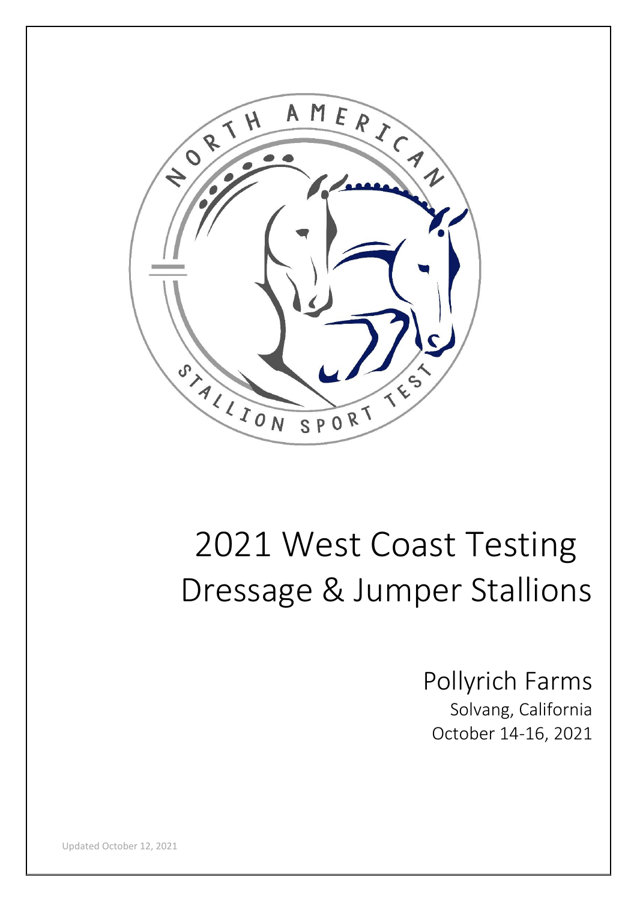# 2021 West Coast Testing Dressage & Jumper Stallions

## Pollyrich Farms

Solvang, California

October 14-16, 2021

Updated October 12, 2021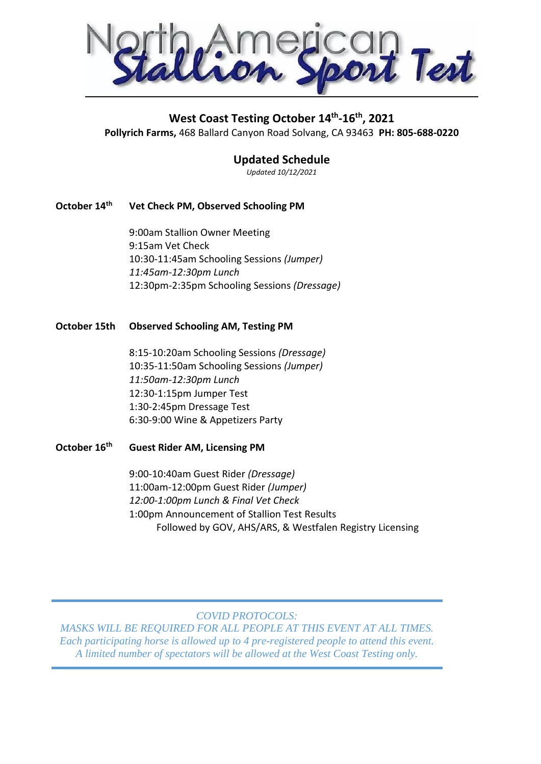# North American Stallion Sport Test

## West Coast Testing October 14th-16th, 2021

**Pollyrich Farms,** 468 Ballard Canyon Road Solvang, CA 93463 **PH: 805-688-0220**

### Updated Schedule

*Updated 10/12/2021*

**October 14th** **Vet Check PM, Observed Schooling PM**

9:00am Stallion Owner Meeting
9:15am Vet Check
10:30-11:45am Schooling Sessions *(Jumper)*
*11:45am-12:30pm Lunch*
12:30pm-2:35pm Schooling Sessions *(Dressage)*

**October 15th** **Observed Schooling AM, Testing PM**

8:15-10:20am Schooling Sessions *(Dressage)*
10:35-11:50am Schooling Sessions *(Jumper)*
*11:50am-12:30pm Lunch*
12:30-1:15pm Jumper Test
1:30-2:45pm Dressage Test
6:30-9:00 Wine & Appetizers Party

**October 16th** **Guest Rider AM, Licensing PM**

9:00-10:40am Guest Rider *(Dressage)*
11:00am-12:00pm Guest Rider *(Jumper)*
*12:00-1:00pm Lunch & Final Vet Check*
1:00pm Announcement of Stallion Test Results
Followed by GOV, AHS/ARS, & Westfalen Registry Licensing

---

*COVID PROTOCOLS:*
*MASKS WILL BE REQUIRED FOR ALL PEOPLE AT THIS EVENT AT ALL TIMES.*
*Each participating horse is allowed up to 4 pre-registered people to attend this event.*
*A limited number of spectators will be allowed at the West Coast Testing only.*

---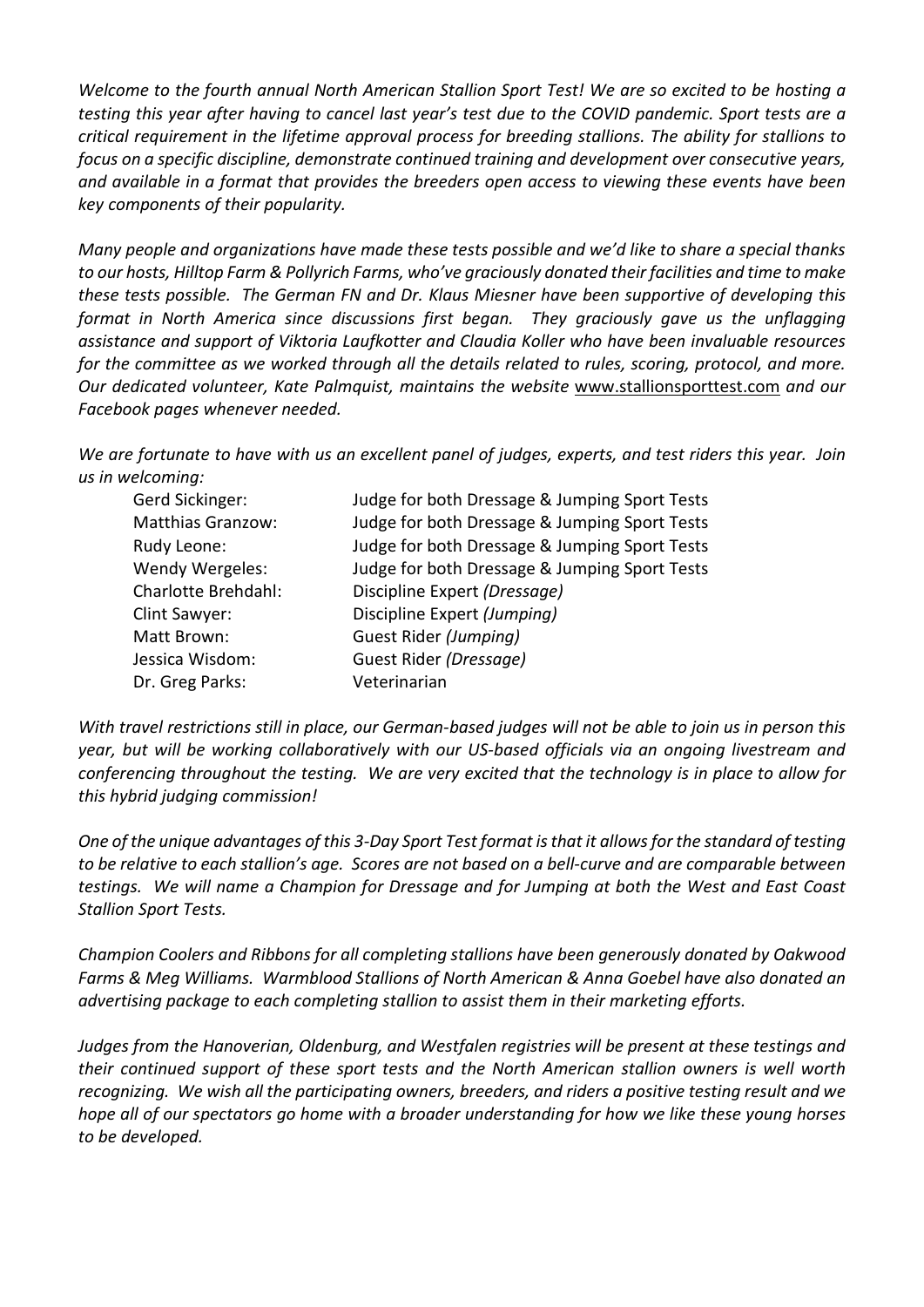*Welcome to the fourth annual North American Stallion Sport Test! We are so excited to be hosting a testing this year after having to cancel last year's test due to the COVID pandemic. Sport tests are a critical requirement in the lifetime approval process for breeding stallions. The ability for stallions to focus on a specific discipline, demonstrate continued training and development over consecutive years, and available in a format that provides the breeders open access to viewing these events have been key components of their popularity.*

*Many people and organizations have made these tests possible and we'd like to share a special thanks to our hosts, Hilltop Farm & Pollyrich Farms, who've graciously donated their facilities and time to make these tests possible. The German FN and Dr. Klaus Miesner have been supportive of developing this format in North America since discussions first began. They graciously gave us the unflagging assistance and support of Viktoria Laufkotter and Claudia Koller who have been invaluable resources for the committee as we worked through all the details related to rules, scoring, protocol, and more. Our dedicated volunteer, Kate Palmquist, maintains the website* www.stallionsporttest.com *and our Facebook pages whenever needed.*

*We are fortunate to have with us an excellent panel of judges, experts, and test riders this year. Join us in welcoming:*

| | |
|---|---|
| Gerd Sickinger: | Judge for both Dressage & Jumping Sport Tests |
| Matthias Granzow: | Judge for both Dressage & Jumping Sport Tests |
| Rudy Leone: | Judge for both Dressage & Jumping Sport Tests |
| Wendy Wergeles: | Judge for both Dressage & Jumping Sport Tests |
| Charlotte Brehdahl: | Discipline Expert *(Dressage)* |
| Clint Sawyer: | Discipline Expert *(Jumping)* |
| Matt Brown: | Guest Rider *(Jumping)* |
| Jessica Wisdom: | Guest Rider *(Dressage)* |
| Dr. Greg Parks: | Veterinarian |

*With travel restrictions still in place, our German-based judges will not be able to join us in person this year, but will be working collaboratively with our US-based officials via an ongoing livestream and conferencing throughout the testing. We are very excited that the technology is in place to allow for this hybrid judging commission!*

*One of the unique advantages of this 3-Day Sport Test format is that it allows for the standard of testing to be relative to each stallion's age. Scores are not based on a bell-curve and are comparable between testings. We will name a Champion for Dressage and for Jumping at both the West and East Coast Stallion Sport Tests.*

*Champion Coolers and Ribbons for all completing stallions have been generously donated by Oakwood Farms & Meg Williams. Warmblood Stallions of North American & Anna Goebel have also donated an advertising package to each completing stallion to assist them in their marketing efforts.*

*Judges from the Hanoverian, Oldenburg, and Westfalen registries will be present at these testings and their continued support of these sport tests and the North American stallion owners is well worth recognizing. We wish all the participating owners, breeders, and riders a positive testing result and we hope all of our spectators go home with a broader understanding for how we like these young horses to be developed.*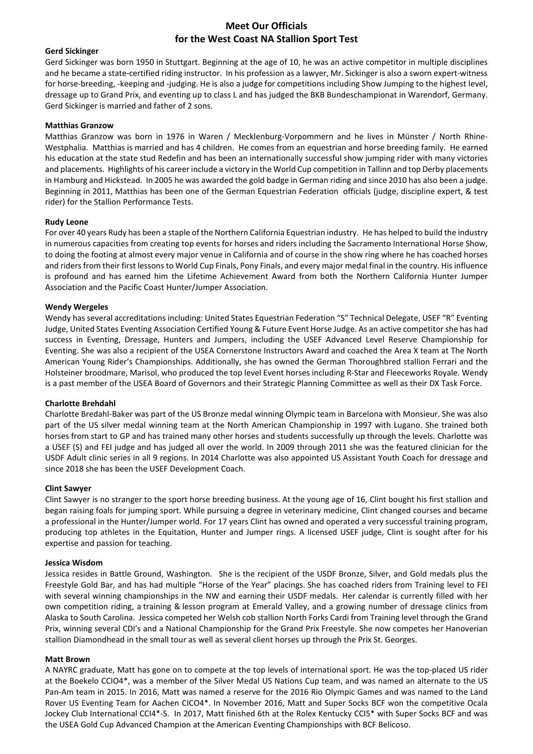# Meet Our Officials for the West Coast NA Stallion Sport Test

**Gerd Sickinger**

Gerd Sickinger was born 1950 in Stuttgart. Beginning at the age of 10, he was an active competitor in multiple disciplines and he became a state-certified riding instructor. In his profession as a lawyer, Mr. Sickinger is also a sworn expert-witness for horse-breeding, -keeping and -judging. He is also a judge for competitions including Show Jumping to the highest level, dressage up to Grand Prix, and eventing up to class L and has judged the BKB Bundeschampionat in Warendorf, Germany. Gerd Sickinger is married and father of 2 sons.

**Matthias Granzow**

Matthias Granzow was born in 1976 in Waren / Mecklenburg-Vorpommern and he lives in Münster / North Rhine-Westphalia. Matthias is married and has 4 children. He comes from an equestrian and horse breeding family. He earned his education at the state stud Redefin and has been an internationally successful show jumping rider with many victories and placements. Highlights of his career include a victory in the World Cup competition in Tallinn and top Derby placements in Hamburg and Hickstead. In 2005 he was awarded the gold badge in German riding and since 2010 has also been a judge. Beginning in 2011, Matthias has been one of the German Equestrian Federation officials (judge, discipline expert, & test rider) for the Stallion Performance Tests.

**Rudy Leone**

For over 40 years Rudy has been a staple of the Northern California Equestrian industry. He has helped to build the industry in numerous capacities from creating top events for horses and riders including the Sacramento International Horse Show, to doing the footing at almost every major venue in California and of course in the show ring where he has coached horses and riders from their first lessons to World Cup Finals, Pony Finals, and every major medal final in the country. His influence is profound and has earned him the Lifetime Achievement Award from both the Northern California Hunter Jumper Association and the Pacific Coast Hunter/Jumper Association.

**Wendy Wergeles**

Wendy has several accreditations including: United States Equestrian Federation "S" Technical Delegate, USEF "R" Eventing Judge, United States Eventing Association Certified Young & Future Event Horse Judge. As an active competitor she has had success in Eventing, Dressage, Hunters and Jumpers, including the USEF Advanced Level Reserve Championship for Eventing. She was also a recipient of the USEA Cornerstone Instructors Award and coached the Area X team at The North American Young Rider's Championships. Additionally, she has owned the German Thoroughbred stallion Ferrari and the Holsteiner broodmare, Marisol, who produced the top level Event horses including R-Star and Fleeceworks Royale. Wendy is a past member of the USEA Board of Governors and their Strategic Planning Committee as well as their DX Task Force.

**Charlotte Brehdahl**

Charlotte Bredahl-Baker was part of the US Bronze medal winning Olympic team in Barcelona with Monsieur. She was also part of the US silver medal winning team at the North American Championship in 1997 with Lugano. She trained both horses from start to GP and has trained many other horses and students successfully up through the levels. Charlotte was a USEF (S) and FEI judge and has judged all over the world. In 2009 through 2011 she was the featured clinician for the USDF Adult clinic series in all 9 regions. In 2014 Charlotte was also appointed US Assistant Youth Coach for dressage and since 2018 she has been the USEF Development Coach.

**Clint Sawyer**

Clint Sawyer is no stranger to the sport horse breeding business. At the young age of 16, Clint bought his first stallion and began raising foals for jumping sport. While pursuing a degree in veterinary medicine, Clint changed courses and became a professional in the Hunter/Jumper world. For 17 years Clint has owned and operated a very successful training program, producing top athletes in the Equitation, Hunter and Jumper rings. A licensed USEF judge, Clint is sought after for his expertise and passion for teaching.

**Jessica Wisdom**

Jessica resides in Battle Ground, Washington. She is the recipient of the USDF Bronze, Silver, and Gold medals plus the Freestyle Gold Bar, and has had multiple "Horse of the Year" placings. She has coached riders from Training level to FEI with several winning championships in the NW and earning their USDF medals. Her calendar is currently filled with her own competition riding, a training & lesson program at Emerald Valley, and a growing number of dressage clinics from Alaska to South Carolina. Jessica competed her Welsh cob stallion North Forks Cardi from Training level through the Grand Prix, winning several CDI's and a National Championship for the Grand Prix Freestyle. She now competes her Hanoverian stallion Diamondhead in the small tour as well as several client horses up through the Prix St. Georges.

**Matt Brown**

A NAYRC graduate, Matt has gone on to compete at the top levels of international sport. He was the top-placed US rider at the Boekelo CCIO4*, was a member of the Silver Medal US Nations Cup team, and was named an alternate to the US Pan-Am team in 2015. In 2016, Matt was named a reserve for the 2016 Rio Olympic Games and was named to the Land Rover US Eventing Team for Aachen CICO4*. In November 2016, Matt and Super Socks BCF won the competitive Ocala Jockey Club International CCI4*-S. In 2017, Matt finished 6th at the Rolex Kentucky CCI5* with Super Socks BCF and was the USEA Gold Cup Advanced Champion at the American Eventing Championships with BCF Belicoso.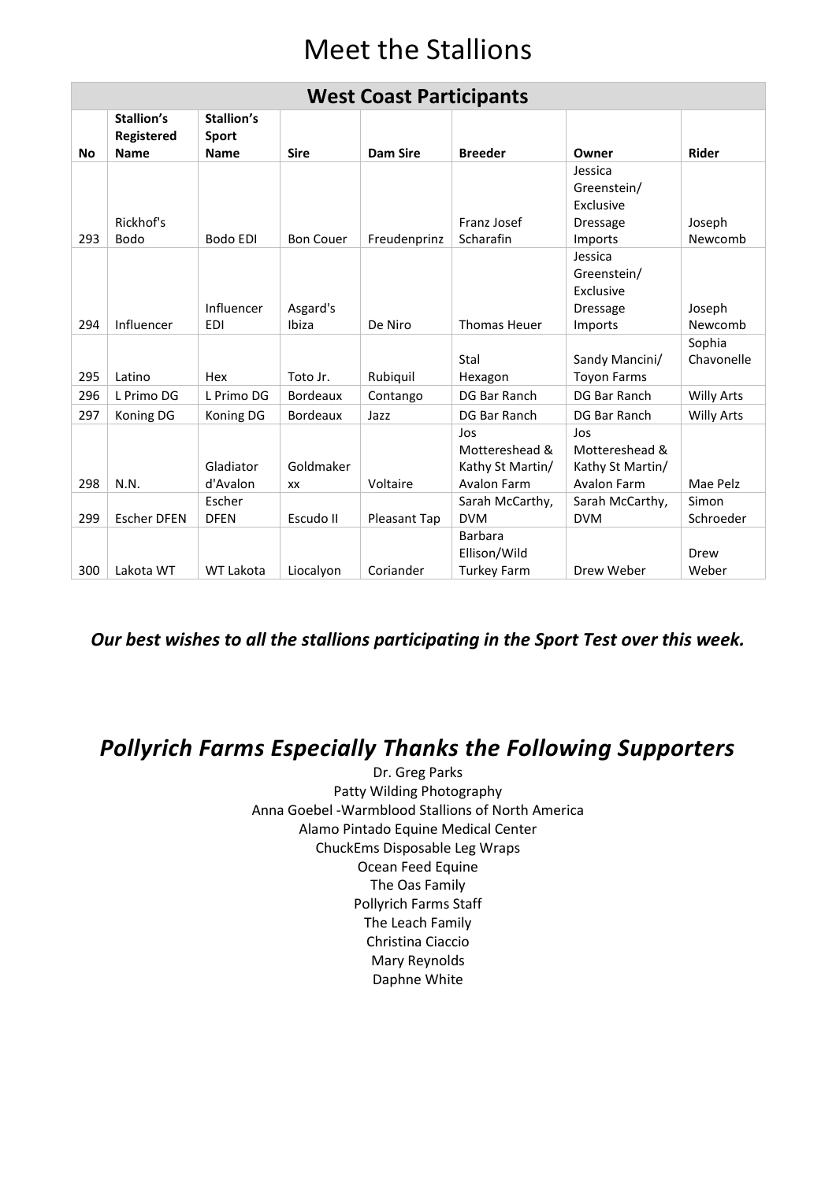# Meet the Stallions

| West Coast Participants | | | | | | | |
|---|---|---|---|---|---|---|---|
| **No** | **Stallion's Registered Name** | **Stallion's Sport Name** | **Sire** | **Dam Sire** | **Breeder** | **Owner** | **Rider** |
| 293 | Rickhof's Bodo | Bodo EDI | Bon Couer | Freudenprinz | Franz Josef Scharafin | Jessica Greenstein/ Exclusive Dressage Imports | Joseph Newcomb |
| 294 | Influencer | Influencer EDI | Asgard's Ibiza | De Niro | Thomas Heuer | Jessica Greenstein/ Exclusive Dressage Imports | Joseph Newcomb |
| 295 | Latino | Hex | Toto Jr. | Rubiquil | Stal Hexagon | Sandy Mancini/ Toyon Farms | Sophia Chavonelle |
| 296 | L Primo DG | L Primo DG | Bordeaux | Contango | DG Bar Ranch | DG Bar Ranch | Willy Arts |
| 297 | Koning DG | Koning DG | Bordeaux | Jazz | DG Bar Ranch | DG Bar Ranch | Willy Arts |
| 298 | N.N. | Gladiator d'Avalon | Goldmaker xx | Voltaire | Jos Mottereshead & Kathy St Martin/ Avalon Farm | Jos Mottereshead & Kathy St Martin/ Avalon Farm | Mae Pelz |
| 299 | Escher DFEN | Escher DFEN | Escudo II | Pleasant Tap | Sarah McCarthy, DVM | Sarah McCarthy, DVM | Simon Schroeder |
| 300 | Lakota WT | WT Lakota | Liocalyon | Coriander | Barbara Ellison/Wild Turkey Farm | Drew Weber | Drew Weber |

***Our best wishes to all the stallions participating in the Sport Test over this week.***

## *Pollyrich Farms Especially Thanks the Following Supporters*

Dr. Greg Parks
Patty Wilding Photography
Anna Goebel -Warmblood Stallions of North America
Alamo Pintado Equine Medical Center
ChuckEms Disposable Leg Wraps
Ocean Feed Equine
The Oas Family
Pollyrich Farms Staff
The Leach Family
Christina Ciaccio
Mary Reynolds
Daphne White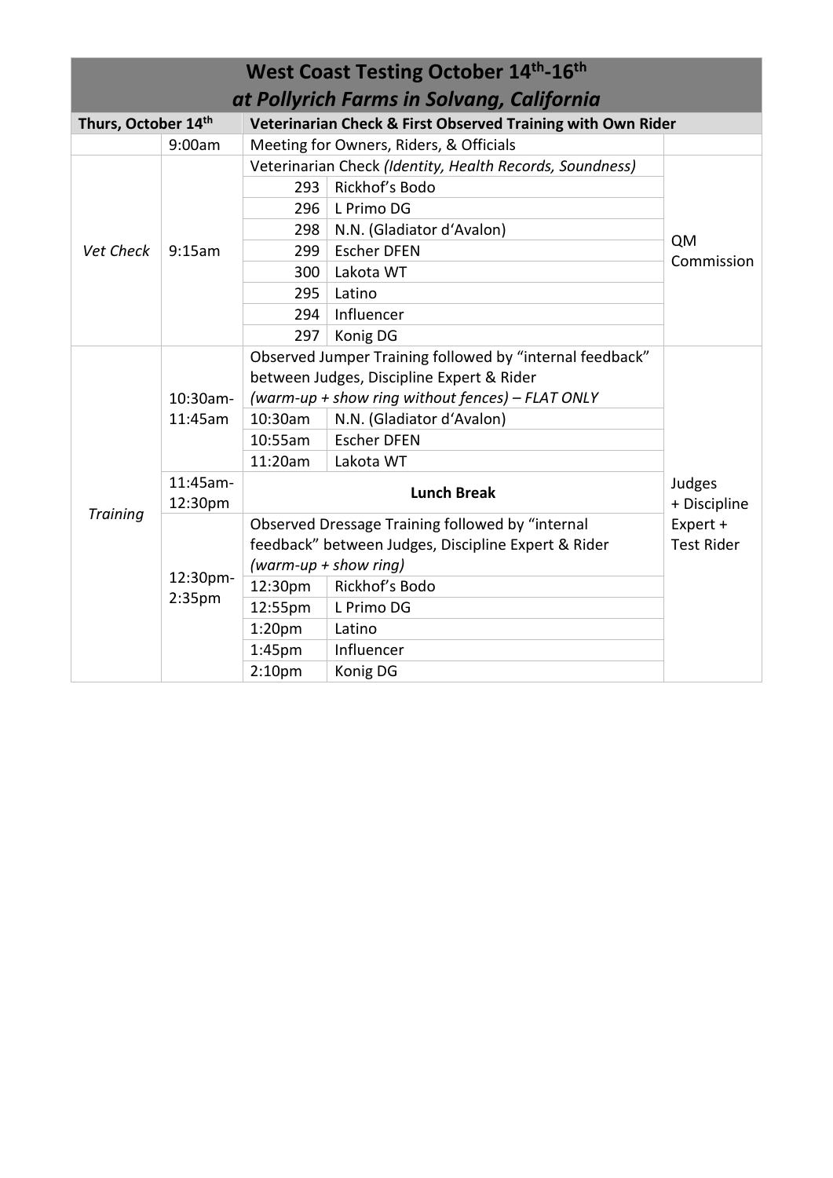# West Coast Testing October 14th-16th

## *at Pollyrich Farms in Solvang, California*

| Thurs, October 14th | | Veterinarian Check & First Observed Training with Own Rider | | |
|---|---|---|---|---|
| | 9:00am | Meeting for Owners, Riders, & Officials | | |
| *Vet Check* | 9:15am | Veterinarian Check *(Identity, Health Records, Soundness)* | | QM Commission |
| | | 293 | Rickhof's Bodo | |
| | | 296 | L Primo DG | |
| | | 298 | N.N. (Gladiator d'Avalon) | |
| | | 299 | Escher DFEN | |
| | | 300 | Lakota WT | |
| | | 295 | Latino | |
| | | 294 | Influencer | |
| | | 297 | Konig DG | |
| *Training* | 10:30am-11:45am | Observed Jumper Training followed by "internal feedback" between Judges, Discipline Expert & Rider *(warm-up + show ring without fences) – FLAT ONLY* | | Judges + Discipline Expert + Test Rider |
| | | 10:30am | N.N. (Gladiator d'Avalon) | |
| | | 10:55am | Escher DFEN | |
| | | 11:20am | Lakota WT | |
| | 11:45am-12:30pm | **Lunch Break** | | |
| | 12:30pm-2:35pm | Observed Dressage Training followed by "internal feedback" between Judges, Discipline Expert & Rider *(warm-up + show ring)* | | |
| | | 12:30pm | Rickhof's Bodo | |
| | | 12:55pm | L Primo DG | |
| | | 1:20pm | Latino | |
| | | 1:45pm | Influencer | |
| | | 2:10pm | Konig DG | |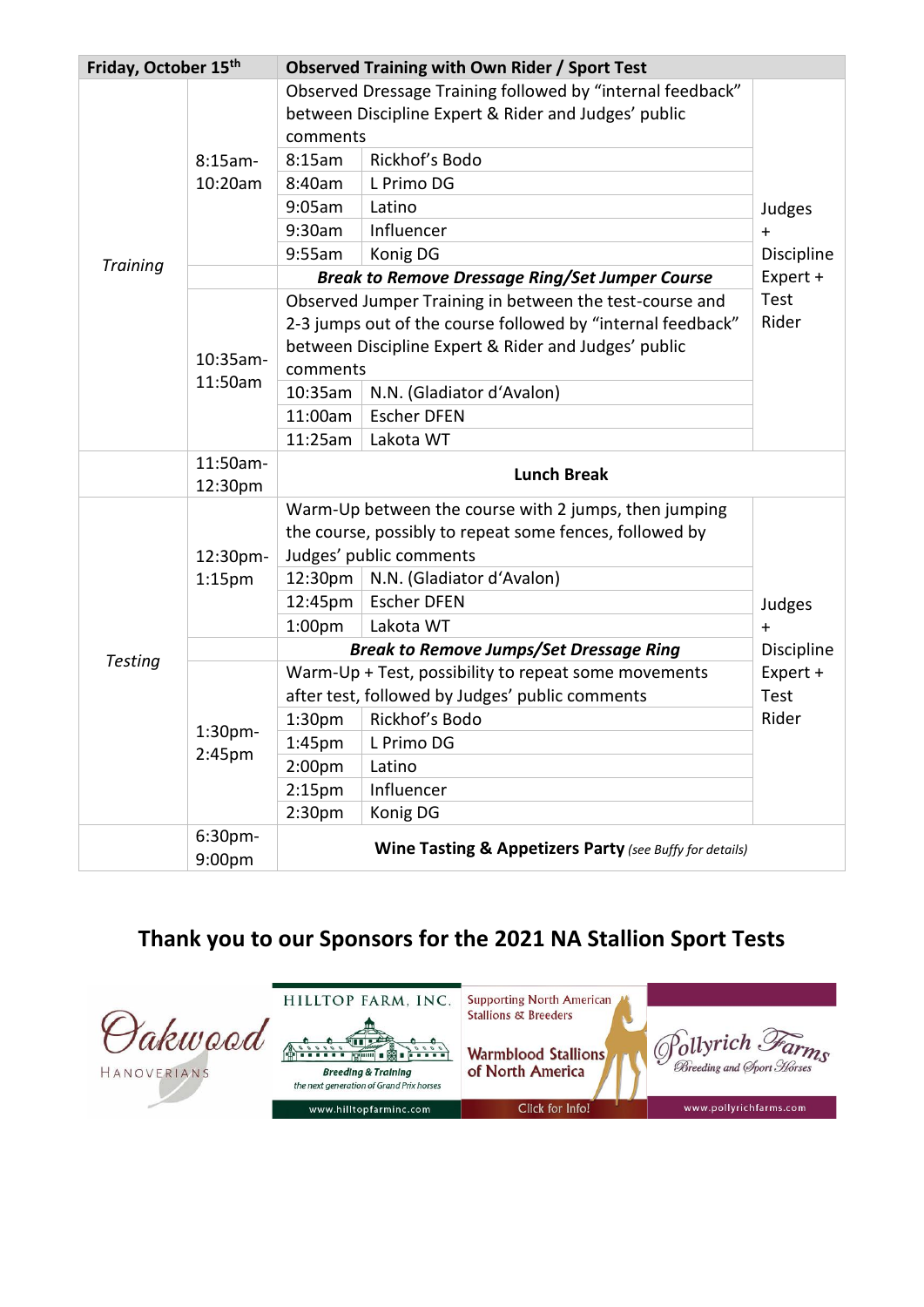| Friday, October 15th | | Observed Training with Own Rider / Sport Test | | |
|---|---|---|---|---|
| *Training* | 8:15am-10:20am | Observed Dressage Training followed by "internal feedback" between Discipline Expert & Rider and Judges' public comments | | Judges + Discipline Expert + Test Rider |
| | | 8:15am | Rickhof's Bodo | |
| | | 8:40am | L Primo DG | |
| | | 9:05am | Latino | |
| | | 9:30am | Influencer | |
| | | 9:55am | Konig DG | |
| | | ***Break to Remove Dressage Ring/Set Jumper Course*** | | |
| | 10:35am-11:50am | Observed Jumper Training in between the test-course and 2-3 jumps out of the course followed by "internal feedback" between Discipline Expert & Rider and Judges' public comments | | |
| | | 10:35am | N.N. (Gladiator d'Avalon) | |
| | | 11:00am | Escher DFEN | |
| | | 11:25am | Lakota WT | |
| | 11:50am-12:30pm | **Lunch Break** | | |
| *Testing* | 12:30pm-1:15pm | Warm-Up between the course with 2 jumps, then jumping the course, possibly to repeat some fences, followed by Judges' public comments | | Judges + Discipline Expert + Test Rider |
| | | 12:30pm | N.N. (Gladiator d'Avalon) | |
| | | 12:45pm | Escher DFEN | |
| | | 1:00pm | Lakota WT | |
| | | ***Break to Remove Jumps/Set Dressage Ring*** | | |
| | 1:30pm-2:45pm | Warm-Up + Test, possibility to repeat some movements after test, followed by Judges' public comments | | |
| | | 1:30pm | Rickhof's Bodo | |
| | | 1:45pm | L Primo DG | |
| | | 2:00pm | Latino | |
| | | 2:15pm | Influencer | |
| | | 2:30pm | Konig DG | |
| | 6:30pm-9:00pm | **Wine Tasting & Appetizers Party** *(see Buffy for details)* | | |

## Thank you to our Sponsors for the 2021 NA Stallion Sport Tests

Oakwood Hanoverians

HILLTOP FARM, INC. Breeding & Training the next generation of Grand Prix horses www.hilltopfarminc.com

Supporting North American Stallions & Breeders Warmblood Stallions of North America Click for Info!

Pollyrich Farms Breeding and Sport Horses www.pollyrichfarms.com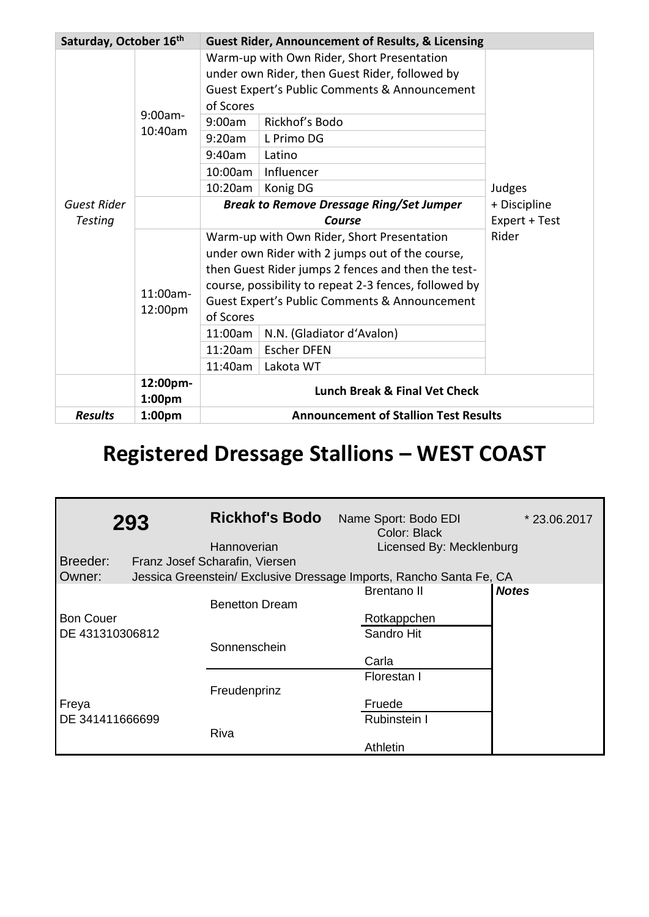| Saturday, October 16th | | Guest Rider, Announcement of Results, & Licensing | | |
|---|---|---|---|---|
| *Guest Rider Testing* | 9:00am-10:40am | Warm-up with Own Rider, Short Presentation under own Rider, then Guest Rider, followed by Guest Expert's Public Comments & Announcement of Scores | | Judges + Discipline Expert + Test Rider |
| | | 9:00am | Rickhof's Bodo | |
| | | 9:20am | L Primo DG | |
| | | 9:40am | Latino | |
| | | 10:00am | Influencer | |
| | | 10:20am | Konig DG | |
| | | ***Break to Remove Dressage Ring/Set Jumper Course*** | | |
| | 11:00am-12:00pm | Warm-up with Own Rider, Short Presentation under own Rider with 2 jumps out of the course, then Guest Rider jumps 2 fences and then the test-course, possibility to repeat 2-3 fences, followed by Guest Expert's Public Comments & Announcement of Scores | | |
| | | 11:00am | N.N. (Gladiator d'Avalon) | |
| | | 11:20am | Escher DFEN | |
| | | 11:40am | Lakota WT | |
| | **12:00pm-1:00pm** | **Lunch Break & Final Vet Check** | | |
| ***Results*** | **1:00pm** | **Announcement of Stallion Test Results** | | |

# Registered Dressage Stallions – WEST COAST

**293** **Rickhof's Bodo** Name Sport: Bodo EDI * 23.06.2017
Hannoverian Color: Black Licensed By: Mecklenburg

Breeder: Franz Josef Scharafin, Viersen
Owner: Jessica Greenstein/ Exclusive Dressage Imports, Rancho Santa Fe, CA

| Parents | Grandparents | Great-grandparents | **Notes** |
|---|---|---|---|
| Bon Couer DE 431310306812 | Benetton Dream | Brentano II | |
| | | Rotkappchen | |
| | Sonnenschein | Sandro Hit | |
| | | Carla | |
| Freya DE 341411666699 | Freudenprinz | Florestan I | |
| | | Fruede | |
| | Riva | Rubinstein I | |
| | | Athletin | |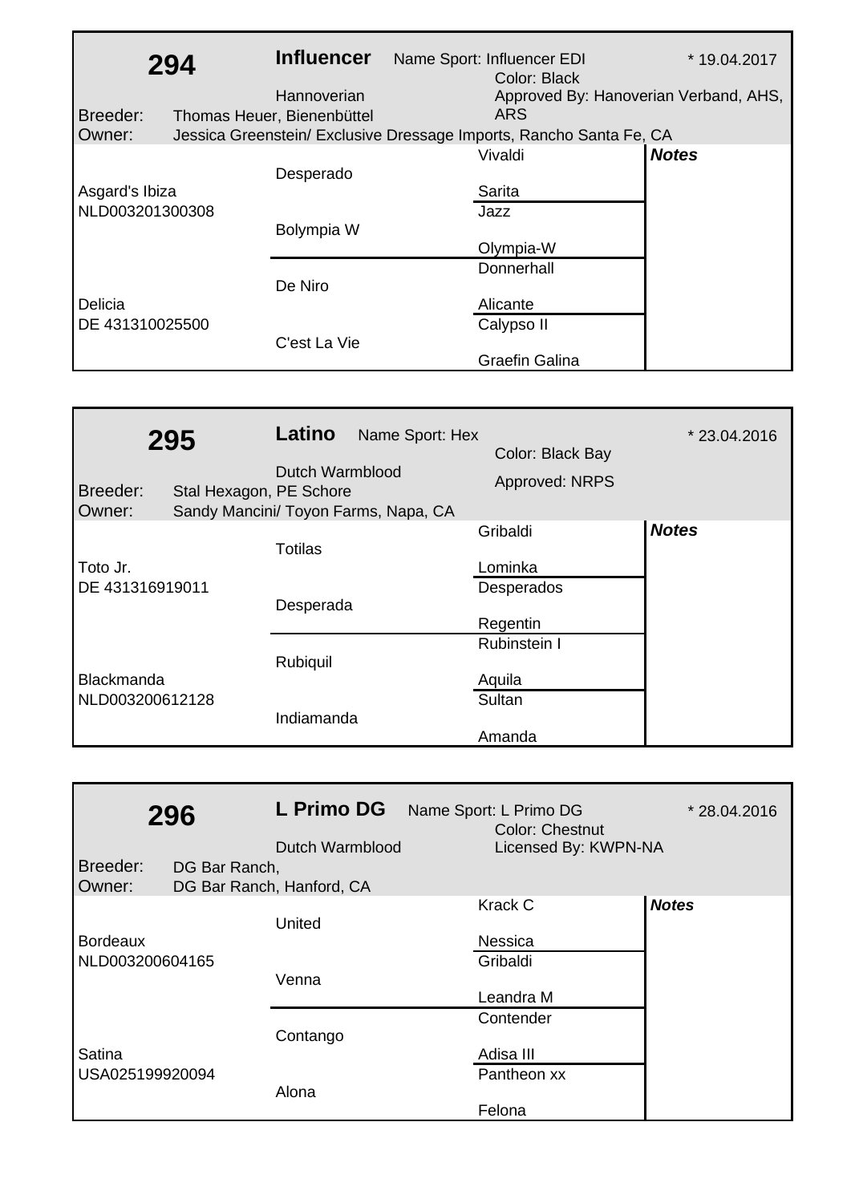## 294

**Influencer** Name Sport: Influencer EDI * 19.04.2017

Hannoverian — Color: Black

Approved By: Hanoverian Verband, AHS, ARS

Breeder: Thomas Heuer, Bienenbüttel

Owner: Jessica Greenstein/ Exclusive Dressage Imports, Rancho Santa Fe, CA

| Parents | Grandparents | Great-Grandparents | Notes |
|---|---|---|---|
| Asgard's Ibiza NLD003201300308 | Desperado | Vivaldi | |
| | | Sarita | |
| | Bolympia W | Jazz | |
| | | Olympia-W | |
| Delicia DE 431310025500 | De Niro | Donnerhall | |
| | | Alicante | |
| | C'est La Vie | Calypso II | |
| | | Graefin Galina | |

## 295

**Latino** Name Sport: Hex * 23.04.2016

Dutch Warmblood — Color: Black Bay

Approved: NRPS

Breeder: Stal Hexagon, PE Schore

Owner: Sandy Mancini/ Toyon Farms, Napa, CA

| Parents | Grandparents | Great-Grandparents | Notes |
|---|---|---|---|
| Toto Jr. DE 431316919011 | Totilas | Gribaldi | |
| | | Lominka | |
| | Desperada | Desperados | |
| | | Regentin | |
| Blackmanda NLD003200612128 | Rubiquil | Rubinstein I | |
| | | Aquila | |
| | Indiamanda | Sultan | |
| | | Amanda | |

## 296

**L Primo DG** Name Sport: L Primo DG * 28.04.2016

Dutch Warmblood — Color: Chestnut

Licensed By: KWPN-NA

Breeder: DG Bar Ranch,

Owner: DG Bar Ranch, Hanford, CA

| Parents | Grandparents | Great-Grandparents | Notes |
|---|---|---|---|
| Bordeaux NLD003200604165 | United | Krack C | |
| | | Nessica | |
| | Venna | Gribaldi | |
| | | Leandra M | |
| Satina USA025199920094 | Contango | Contender | |
| | | Adisa III | |
| | Alona | Pantheon xx | |
| | | Felona | |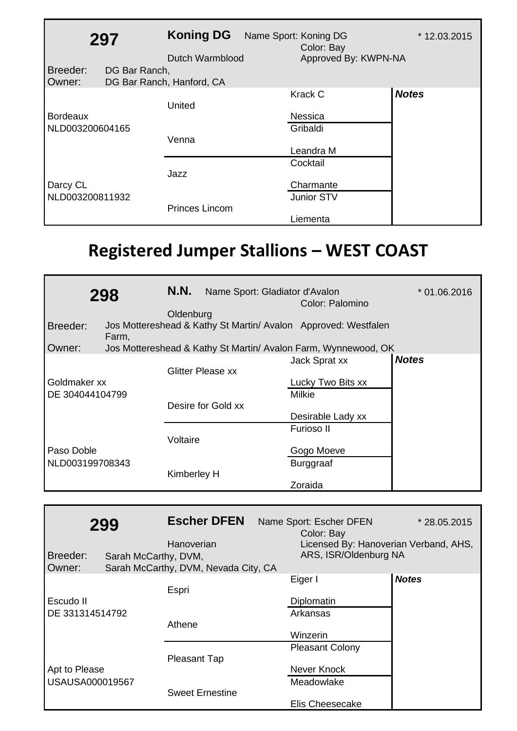**297** **Koning DG** Name Sport: Koning DG * 12.03.2015

Dutch Warmblood — Color: Bay — Approved By: KWPN-NA

Breeder: DG Bar Ranch,
Owner: DG Bar Ranch, Hanford, CA

| Parents | Grandparents | Great-grandparents | Notes |
|---|---|---|---|
| Bordeaux NLD003200604165 | United | Krack C | |
| | | Nessica | |
| | Venna | Gribaldi | |
| | | Leandra M | |
| Darcy CL NLD003200811932 | Jazz | Cocktail | |
| | | Charmante | |
| | Princes Lincom | Junior STV | |
| | | Liementa | |

# Registered Jumper Stallions – WEST COAST

**298** **N.N.** Name Sport: Gladiator d'Avalon * 01.06.2016

Oldenburg — Color: Palomino — Approved: Westfalen

Breeder: Jos Mottereshead & Kathy St Martin/ Avalon Farm,
Owner: Jos Mottereshead & Kathy St Martin/ Avalon Farm, Wynnewood, OK

| Parents | Grandparents | Great-grandparents | Notes |
|---|---|---|---|
| Goldmaker xx DE 304044104799 | Glitter Please xx | Jack Sprat xx | |
| | | Lucky Two Bits xx | |
| | Desire for Gold xx | Milkie | |
| | | Desirable Lady xx | |
| Paso Doble NLD003199708343 | Voltaire | Furioso II | |
| | | Gogo Moeve | |
| | Kimberley H | Burggraaf | |
| | | Zoraida | |

**299** **Escher DFEN** Name Sport: Escher DFEN * 28.05.2015

Hanoverian — Color: Bay — Licensed By: Hanoverian Verband, AHS, ARS, ISR/Oldenburg NA

Breeder: Sarah McCarthy, DVM,
Owner: Sarah McCarthy, DVM, Nevada City, CA

| Parents | Grandparents | Great-grandparents | Notes |
|---|---|---|---|
| Escudo II DE 331314514792 | Espri | Eiger I | |
| | | Diplomatin | |
| | Athene | Arkansas | |
| | | Winzerin | |
| Apt to Please USAUSA000019567 | Pleasant Tap | Pleasant Colony | |
| | | Never Knock | |
| | Sweet Ernestine | Meadowlake | |
| | | Elis Cheesecake | |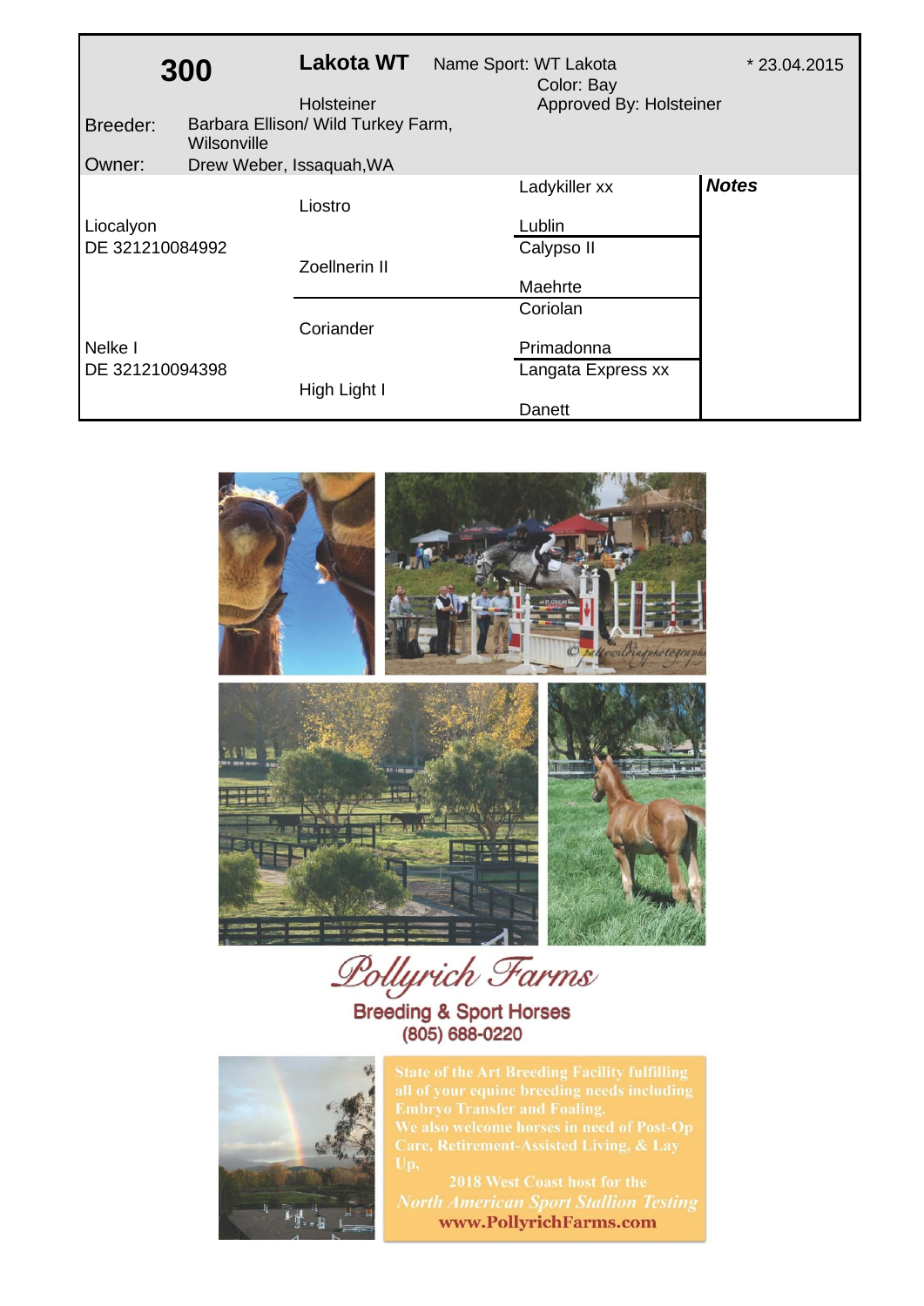**300** **Lakota WT** Name Sport: WT Lakota * 23.04.2015

Holsteiner

Color: Bay

Approved By: Holsteiner

Breeder: Barbara Ellison/ Wild Turkey Farm, Wilsonville

Owner: Drew Weber, Issaquah,WA

| | | | |
|---|---|---|---|
| Liocalyon<br>DE 321210084992 | Liostro | Ladykiller xx | ***Notes*** |
| | | Lublin | |
| | Zoellnerin II | Calypso II | |
| | | Maehrte | |
| Nelke I<br>DE 321210094398 | Coriander | Coriolan | |
| | | Primadonna | |
| | High Light I | Langata Express xx | |
| | | Danett | |

Pollyrich Farms

Breeding & Sport Horses

(805) 688-0220

State of the Art Breeding Facility fulfilling all of your equine breeding needs including Embryo Transfer and Foaling.

We also welcome horses in need of Post-Op Care, Retirement-Assisted Living, & Lay Up.

2018 West Coast host for the

*North American Sport Stallion Testing*

www.PollyrichFarms.com